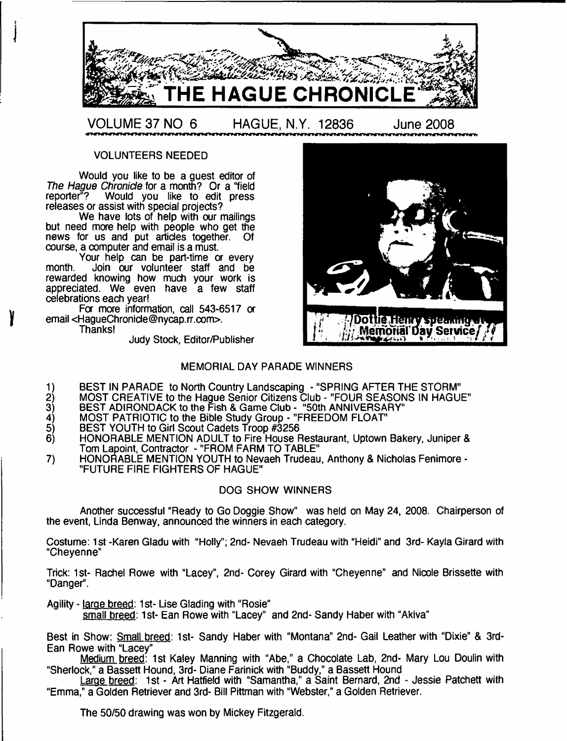# THE HAGUE CHRONICLE

VOLUME 37 NO 6 HAGUE, N.Y. 12836 June 2008

## VOLUNTEERS NEEDED

Would you like to be a guest editor of *The Hague Chronicle* for a month? Or a "field reporter"? Would you like to edit press releases or assist with special projects?

We have lots of help with our mailings but need more help with people who get the news for us and put articles together. Of course, a computer and email is a must.

Your help can be part-time or every month. Join our volunteer staff and be rewarded knowing how much your work is appreciated. We even have a few staff celebrations each year!

For more information, call 543-6517 or email <HagueChronicle@nycap.rr.com>.

Thanks!

Judy Stock, Editor/Publisher

Dottie Henry speaking at Memorial Day Service

## MEMORIAL DAY PARADE WINNERS

1) BEST IN PARADE to North Country Landscaping - "SPRING AFTER THE STORM"
2) MOST CREATIVE to the Hague Senior Citizens Club - "FOUR SEASONS IN HAGUE"
3) BEST ADIRONDACK to the Fish & Game Club - "50th ANNIVERSARY"
4) MOST PATRIOTIC to the Bible Study Group - "FREEDOM FLOAT"
5) BEST YOUTH to Girl Scout Cadets Troop #3256
6) HONORABLE MENTION ADULT to Fire House Restaurant, Uptown Bakery, Juniper & Tom Lapoint, Contractor - "FROM FARM TO TABLE"
7) HONORABLE MENTION YOUTH to Nevaeh Trudeau, Anthony & Nicholas Fenimore - "FUTURE FIRE FIGHTERS OF HAGUE"

## DOG SHOW WINNERS

Another successful "Ready to Go Doggie Show" was held on May 24, 2008. Chairperson of the event, Linda Benway, announced the winners in each category.

Costume: 1st -Karen Gladu with "Holly"; 2nd- Nevaeh Trudeau with "Heidi" and 3rd- Kayla Girard with "Cheyenne"

Trick: 1st- Rachel Rowe with "Lacey", 2nd- Corey Girard with "Cheyenne" and Nicole Brissette with "Danger".

Agility - large breed: 1st- Lise Glading with "Rosie"

small breed: 1st- Ean Rowe with "Lacey" and 2nd- Sandy Haber with "Akiva"

Best in Show: Small breed: 1st- Sandy Haber with "Montana" 2nd- Gail Leather with "Dixie" & 3rd- Ean Rowe with "Lacey"

Medium breed: 1st Kaley Manning with "Abe," a Chocolate Lab, 2nd- Mary Lou Doulin with "Sherlock," a Bassett Hound, 3rd- Diane Farinick with "Buddy," a Bassett Hound

Large breed: 1st - Art Hatfield with "Samantha," a Saint Bernard, 2nd - Jessie Patchett with "Emma," a Golden Retriever and 3rd- Bill Pittman with "Webster," a Golden Retriever.

The 50/50 drawing was won by Mickey Fitzgerald.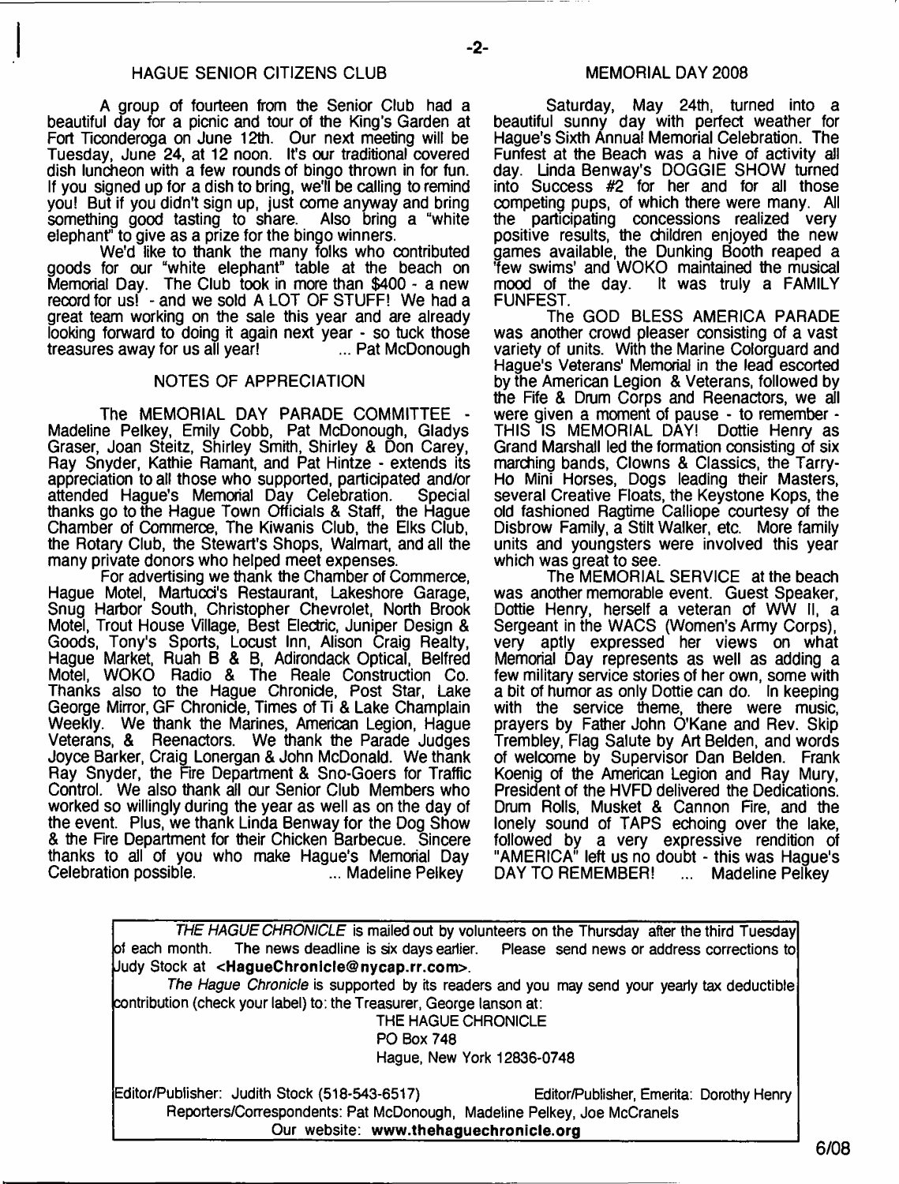## HAGUE SENIOR CITIZENS CLUB

A group of fourteen from the Senior Club had a beautiful day for a picnic and tour of the King's Garden at Fort Ticonderoga on June 12th. Our next meeting will be Tuesday, June 24, at 12 noon. It's our traditional covered dish luncheon with a few rounds of bingo thrown in for fun. If you signed up for a dish to bring, we'll be calling to remind you! But if you didn't sign up, just come anyway and bring something good tasting to share. Also bring a "white elephant" to give as a prize for the bingo winners.

We'd like to thank the many folks who contributed goods for our "white elephant" table at the beach on Memorial Day. The Club took in more than $400 - a new record for us! - and we sold A LOT OF STUFF! We had a great team working on the sale this year and are already looking forward to doing it again next year - so tuck those treasures away for us all year! ... Pat McDonough

## NOTES OF APPRECIATION

The MEMORIAL DAY PARADE COMMITTEE - Madeline Pelkey, Emily Cobb, Pat McDonough, Gladys Graser, Joan Steitz, Shirley Smith, Shirley & Don Carey, Ray Snyder, Kathie Ramant, and Pat Hintze - extends its appreciation to all those who supported, participated and/or attended Hague's Memorial Day Celebration. Special thanks go to the Hague Town Officials & Staff, the Hague Chamber of Commerce, The Kiwanis Club, the Elks Club, the Rotary Club, the Stewart's Shops, Walmart, and all the many private donors who helped meet expenses.

For advertising we thank the Chamber of Commerce, Hague Motel, Martucci's Restaurant, Lakeshore Garage, Snug Harbor South, Christopher Chevrolet, North Brook Motel, Trout House Village, Best Electric, Juniper Design & Goods, Tony's Sports, Locust Inn, Alison Craig Realty, Hague Market, Ruah B & B, Adirondack Optical, Belfred Motel, WOKO Radio & The Reale Construction Co. Thanks also to the Hague Chronicle, Post Star, Lake George Mirror, GF Chronicle, Times of Ti & Lake Champlain Weekly. We thank the Marines, American Legion, Hague Veterans, & Reenactors. We thank the Parade Judges Joyce Barker, Craig Lonergan & John McDonald. We thank Ray Snyder, the Fire Department & Sno-Goers for Traffic Control. We also thank all our Senior Club Members who worked so willingly during the year as well as on the day of the event. Plus, we thank Linda Benway for the Dog Show & the Fire Department for their Chicken Barbecue. Sincere thanks to all of you who make Hague's Memorial Day Celebration possible. ... Madeline Pelkey

## MEMORIAL DAY 2008

Saturday, May 24th, turned into a beautiful sunny day with perfect weather for Hague's Sixth Annual Memorial Celebration. The Funfest at the Beach was a hive of activity all day. Linda Benway's DOGGIE SHOW turned into Success #2 for her and for all those competing pups, of which there were many. All the participating concessions realized very positive results, the children enjoyed the new games available, the Dunking Booth reaped a 'few swims' and WOKO maintained the musical mood of the day. It was truly a FAMILY FUNFEST.

The GOD BLESS AMERICA PARADE was another crowd pleaser consisting of a vast variety of units. With the Marine Colorguard and Hague's Veterans' Memorial in the lead escorted by the American Legion & Veterans, followed by the Fife & Drum Corps and Reenactors, we all were given a moment of pause - to remember - THIS IS MEMORIAL DAY! Dottie Henry as Grand Marshall led the formation consisting of six marching bands, Clowns & Classics, the Tarry-Ho Mini Horses, Dogs leading their Masters, several Creative Floats, the Keystone Kops, the old fashioned Ragtime Calliope courtesy of the Disbrow Family, a Stilt Walker, etc. More family units and youngsters were involved this year which was great to see.

The MEMORIAL SERVICE at the beach was another memorable event. Guest Speaker, Dottie Henry, herself a veteran of WW II, a Sergeant in the WACS (Women's Army Corps), very aptly expressed her views on what Memorial Day represents as well as adding a few military service stories of her own, some with a bit of humor as only Dottie can do. In keeping with the service theme, there were music, prayers by Father John O'Kane and Rev. Skip Trembley, Flag Salute by Art Belden, and words of welcome by Supervisor Dan Belden. Frank Koenig of the American Legion and Ray Mury, President of the HVFD delivered the Dedications. Drum Rolls, Musket & Cannon Fire, and the lonely sound of TAPS echoing over the lake, followed by a very expressive rendition of "AMERICA" left us no doubt - this was Hague's DAY TO REMEMBER! ... Madeline Pelkey

---

*THE HAGUE CHRONICLE* is mailed out by volunteers on the Thursday after the third Tuesday of each month. The news deadline is six days earlier. Please send news or address corrections to Judy Stock at **<HagueChronicle@nycap.rr.com>**.

*The Hague Chronicle* is supported by its readers and you may send your yearly tax deductible contribution (check your label) to: the Treasurer, George Ianson at:

THE HAGUE CHRONICLE
PO Box 748
Hague, New York 12836-0748

Editor/Publisher: Judith Stock (518-543-6517) Editor/Publisher, Emerita: Dorothy Henry
Reporters/Correspondents: Pat McDonough, Madeline Pelkey, Joe McCranels
Our website: **www.thehaguechronicle.org**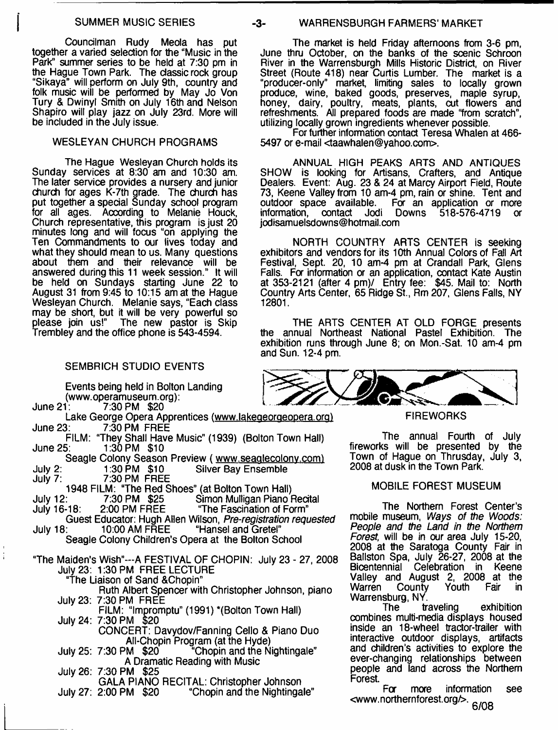## SUMMER MUSIC SERIES

Councilman Rudy Meola has put together a varied selection for the "Music in the Park" summer series to be held at 7:30 pm in the Hague Town Park. The classic rock group "Sikaya" will perform on July 9th, country and folk music will be performed by May Jo Von Tury & Dwinyl Smith on July 16th and Nelson Shapiro will play jazz on July 23rd. More will be included in the July issue.

## WESLEYAN CHURCH PROGRAMS

The Hague Wesleyan Church holds its Sunday services at 8:30 am and 10:30 am. The later service provides a nursery and junior church for ages K-7th grade. The church has put together a special Sunday school program for all ages. According to Melanie Houck, Church representative, this program is just 20 minutes long and will focus "on applying the Ten Commandments to our lives today and what they should mean to us. Many questions about them and their relevance will be answered during this 11 week session." It will be held on Sundays starting June 22 to August 31 from 9:45 to 10:15 am at the Hague Wesleyan Church. Melanie says, "Each class may be short, but it will be very powerful so please join us!" The new pastor is Skip Trembley and the office phone is 543-4594.

## SEMBRICH STUDIO EVENTS

Events being held in Bolton Landing (www.operamuseum.org):

June 21: 7:30 PM $20
Lake George Opera Apprentices (www.lakegeorgeopera.org)

June 23: 7:30 PM FREE
FILM: "They Shall Have Music" (1939) (Bolton Town Hall)

June 25: 1:30 PM $10
Seagle Colony Season Preview ( www.seaglecolony.com)

July 2: 1:30 PM $10 Silver Bay Ensemble

July 7: 7:30 PM FREE
1948 FILM: "The Red Shoes" (at Bolton Town Hall)

July 12: 7:30 PM $25 Simon Mulligan Piano Recital

July 16-18: 2:00 PM FREE "The Fascination of Form"
Guest Educator: Hugh Allen Wilson, *Pre-registration requested*

July 18: 10:00 AM FREE "Hansel and Gretel"
Seagle Colony Children's Opera at the Bolton School

"The Maiden's Wish"---A FESTIVAL OF CHOPIN: July 23 - 27, 2008

July 23: 1:30 PM FREE LECTURE
"The Liaison of Sand &Chopin"
Ruth Albert Spencer with Christopher Johnson, piano

July 23: 7:30 PM FREE
FILM: "Impromptu" (1991) *(Bolton Town Hall)

July 24: 7:30 PM $20
CONCERT: Davydov/Fanning Cello & Piano Duo
All-Chopin Program (at the Hyde)

July 25: 7:30 PM $20 "Chopin and the Nightingale"
A Dramatic Reading with Music

July 26: 7:30 PM $25
GALA PIANO RECITAL: Christopher Johnson

July 27: 2:00 PM $20 "Chopin and the Nightingale"

## WARRENSBURGH FARMERS' MARKET

The market is held Friday afternoons from 3-6 pm, June thru October, on the banks of the scenic Schroon River in the Warrensburgh Mills Historic District, on River Street (Route 418) near Curtis Lumber. The market is a "producer-only" market, limiting sales to locally grown produce, wine, baked goods, preserves, maple syrup, honey, dairy, poultry, meats, plants, cut flowers and refreshments. All prepared foods are made "from scratch", utilizing locally grown ingredients whenever possible.

For further information contact Teresa Whalen at 466-5497 or e-mail <taawhalen@yahoo.com>.

ANNUAL HIGH PEAKS ARTS AND ANTIQUES SHOW is looking for Artisans, Crafters, and Antique Dealers. Event: Aug. 23 & 24 at Marcy Airport Field, Route 73, Keene Valley from 10 am-4 pm, rain or shine. Tent and outdoor space available. For an application or more information, contact Jodi Downs 518-576-4719 or jodisamuelsdowns@hotmail.com

NORTH COUNTRY ARTS CENTER is seeking exhibitors and vendors for its 10th Annual Colors of Fall Art Festival, Sept. 20, 10 am-4 pm at Crandall Park, Glens Falls. For information or an application, contact Kate Austin at 353-2121 (after 4 pm)/ Entry fee: $45. Mail to: North Country Arts Center, 65 Ridge St., Rm 207, Glens Falls, NY 12801.

THE ARTS CENTER AT OLD FORGE presents the annual Northeast National Pastel Exhibition. The exhibition runs through June 8; on Mon.-Sat. 10 am-4 pm and Sun. 12-4 pm.

## FIREWORKS

The annual Fourth of July fireworks will be presented by the Town of Hague on Thursday, July 3, 2008 at dusk in the Town Park.

## MOBILE FOREST MUSEUM

The Northern Forest Center's mobile museum, *Ways of the Woods: People and the Land in the Northern Forest*, will be in our area July 15-20, 2008 at the Saratoga County Fair in Ballston Spa, July 26-27, 2008 at the Bicentennial Celebration in Keene Valley and August 2, 2008 at the Warren County Youth Fair in Warrensburg, NY.

The traveling exhibition combines multi-media displays housed inside an 18-wheel tractor-trailer with interactive outdoor displays, artifacts and children's activities to explore the ever-changing relationships between people and land across the Northern Forest.

For more information see <www.northernforest.org/>.

6/08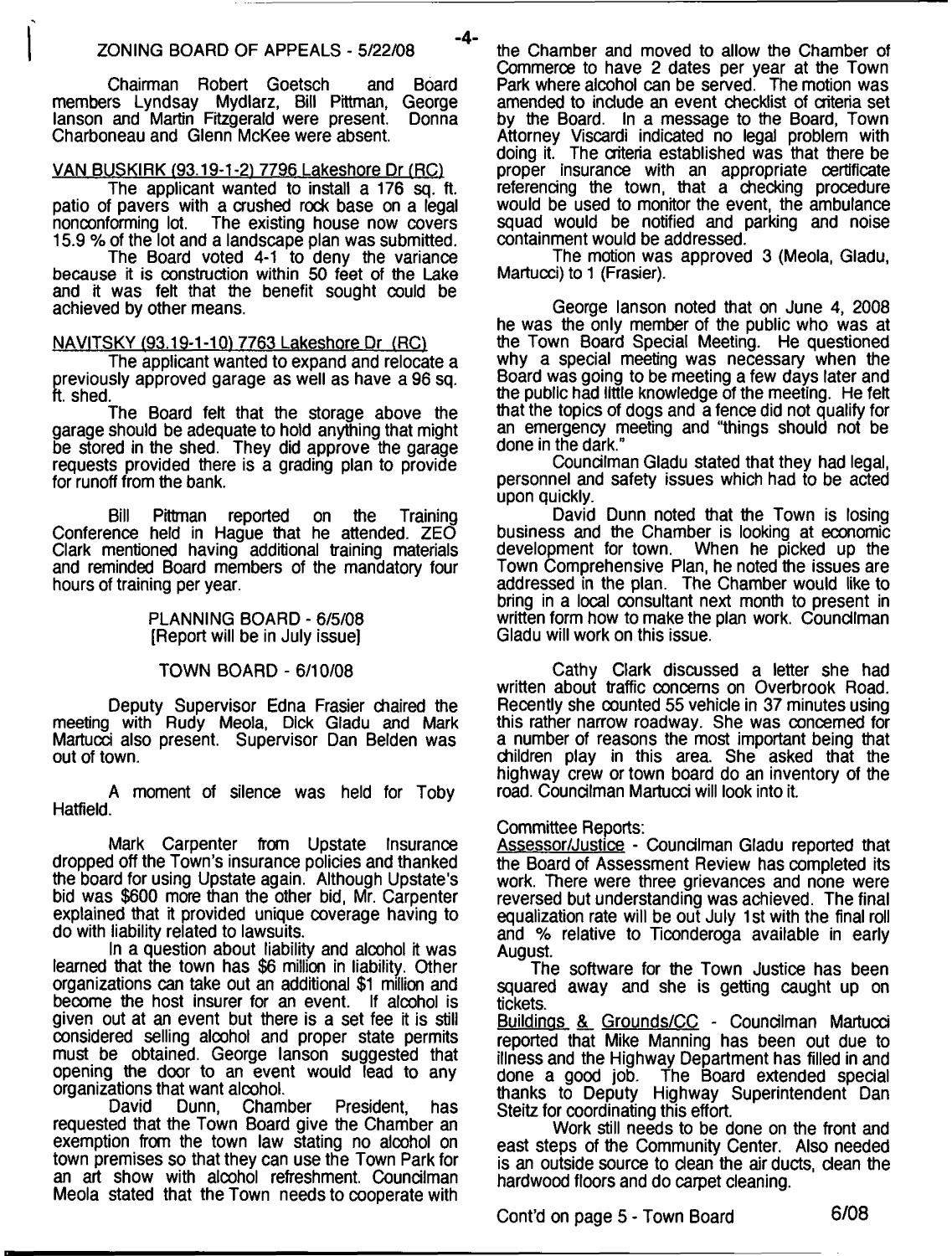## ZONING BOARD OF APPEALS - 5/22/08

Chairman Robert Goetsch and Board members Lyndsay Mydlarz, Bill Pittman, George Ianson and Martin Fitzgerald were present. Donna Charboneau and Glenn McKee were absent.

VAN BUSKIRK (93.19-1-2) 7796 Lakeshore Dr (RC)

The applicant wanted to install a 176 sq. ft. patio of pavers with a crushed rock base on a legal nonconforming lot. The existing house now covers 15.9 % of the lot and a landscape plan was submitted.

The Board voted 4-1 to deny the variance because it is construction within 50 feet of the Lake and it was felt that the benefit sought could be achieved by other means.

NAVITSKY (93.19-1-10) 7763 Lakeshore Dr (RC)

The applicant wanted to expand and relocate a previously approved garage as well as have a 96 sq. ft. shed.

The Board felt that the storage above the garage should be adequate to hold anything that might be stored in the shed. They did approve the garage requests provided there is a grading plan to provide for runoff from the bank.

Bill Pittman reported on the Training Conference held in Hague that he attended. ZEO Clark mentioned having additional training materials and reminded Board members of the mandatory four hours of training per year.

## PLANNING BOARD - 6/5/08
[Report will be in July issue]

## TOWN BOARD - 6/10/08

Deputy Supervisor Edna Frasier chaired the meeting with Rudy Meola, Dick Gladu and Mark Martucci also present. Supervisor Dan Belden was out of town.

A moment of silence was held for Toby Hatfield.

Mark Carpenter from Upstate Insurance dropped off the Town's insurance policies and thanked the board for using Upstate again. Although Upstate's bid was $600 more than the other bid, Mr. Carpenter explained that it provided unique coverage having to do with liability related to lawsuits.

In a question about liability and alcohol it was learned that the town has $6 million in liability. Other organizations can take out an additional $1 million and become the host insurer for an event. If alcohol is given out at an event but there is a set fee it is still considered selling alcohol and proper state permits must be obtained. George Ianson suggested that opening the door to an event would lead to any organizations that want alcohol.

David Dunn, Chamber President, has requested that the Town Board give the Chamber an exemption from the town law stating no alcohol on town premises so that they can use the Town Park for an art show with alcohol refreshment. Councilman Meola stated that the Town needs to cooperate with the Chamber and moved to allow the Chamber of Commerce to have 2 dates per year at the Town Park where alcohol can be served. The motion was amended to include an event checklist of criteria set by the Board. In a message to the Board, Town Attorney Viscardi indicated no legal problem with doing it. The criteria established was that there be proper insurance with an appropriate certificate referencing the town, that a checking procedure would be used to monitor the event, the ambulance squad would be notified and parking and noise containment would be addressed.

The motion was approved 3 (Meola, Gladu, Martucci) to 1 (Frasier).

George Ianson noted that on June 4, 2008 he was the only member of the public who was at the Town Board Special Meeting. He questioned why a special meeting was necessary when the Board was going to be meeting a few days later and the public had little knowledge of the meeting. He felt that the topics of dogs and a fence did not qualify for an emergency meeting and "things should not be done in the dark."

Councilman Gladu stated that they had legal, personnel and safety issues which had to be acted upon quickly.

David Dunn noted that the Town is losing business and the Chamber is looking at economic development for town. When he picked up the Town Comprehensive Plan, he noted the issues are addressed in the plan. The Chamber would like to bring in a local consultant next month to present in written form how to make the plan work. Councilman Gladu will work on this issue.

Cathy Clark discussed a letter she had written about traffic concerns on Overbrook Road. Recently she counted 55 vehicle in 37 minutes using this rather narrow roadway. She was concerned for a number of reasons the most important being that children play in this area. She asked that the highway crew or town board do an inventory of the road. Councilman Martucci will look into it.

Committee Reports:

Assessor/Justice - Councilman Gladu reported that the Board of Assessment Review has completed its work. There were three grievances and none were reversed but understanding was achieved. The final equalization rate will be out July 1st with the final roll and % relative to Ticonderoga available in early August.

The software for the Town Justice has been squared away and she is getting caught up on tickets.

Buildings & Grounds/CC - Councilman Martucci reported that Mike Manning has been out due to illness and the Highway Department has filled in and done a good job. The Board extended special thanks to Deputy Highway Superintendent Dan Steitz for coordinating this effort.

Work still needs to be done on the front and east steps of the Community Center. Also needed is an outside source to clean the air ducts, clean the hardwood floors and do carpet cleaning.

Cont'd on page 5 - Town Board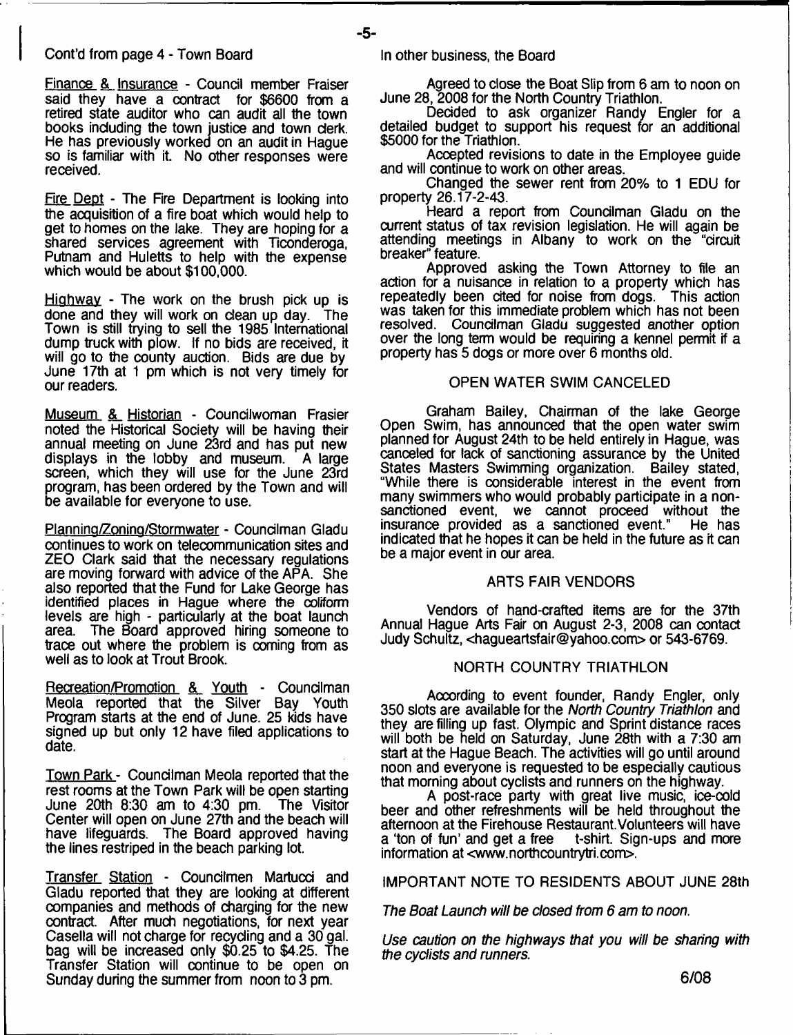Cont'd from page 4 - Town Board

Finance & Insurance - Council member Fraiser said they have a contract for $6600 from a retired state auditor who can audit all the town books including the town justice and town clerk. He has previously worked on an audit in Hague so is familiar with it. No other responses were received.

Fire Dept - The Fire Department is looking into the acquisition of a fire boat which would help to get to homes on the lake. They are hoping for a shared services agreement with Ticonderoga, Putnam and Huletts to help with the expense which would be about $100,000.

Highway - The work on the brush pick up is done and they will work on clean up day. The Town is still trying to sell the 1985 International dump truck with plow. If no bids are received, it will go to the county auction. Bids are due by June 17th at 1 pm which is not very timely for our readers.

Museum & Historian - Councilwoman Frasier noted the Historical Society will be having their annual meeting on June 23rd and has put new displays in the lobby and museum. A large screen, which they will use for the June 23rd program, has been ordered by the Town and will be available for everyone to use.

Planning/Zoning/Stormwater - Councilman Gladu continues to work on telecommunication sites and ZEO Clark said that the necessary regulations are moving forward with advice of the APA. She also reported that the Fund for Lake George has identified places in Hague where the coliform levels are high - particularly at the boat launch area. The Board approved hiring someone to trace out where the problem is coming from as well as to look at Trout Brook.

Recreation/Promotion & Youth - Councilman Meola reported that the Silver Bay Youth Program starts at the end of June. 25 kids have signed up but only 12 have filed applications to date.

Town Park - Councilman Meola reported that the rest rooms at the Town Park will be open starting June 20th 8:30 am to 4:30 pm. The Visitor Center will open on June 27th and the beach will have lifeguards. The Board approved having the lines restriped in the beach parking lot.

Transfer Station - Councilmen Martucci and Gladu reported that they are looking at different companies and methods of charging for the new contract. After much negotiations, for next year Casella will not charge for recycling and a 30 gal. bag will be increased only $0.25 to $4.25. The Transfer Station will continue to be open on Sunday during the summer from noon to 3 pm.

In other business, the Board

Agreed to close the Boat Slip from 6 am to noon on June 28, 2008 for the North Country Triathlon.

Decided to ask organizer Randy Engler for a detailed budget to support his request for an additional $5000 for the Triathlon.

Accepted revisions to date in the Employee guide and will continue to work on other areas.

Changed the sewer rent from 20% to 1 EDU for property 26.17-2-43.

Heard a report from Councilman Gladu on the current status of tax revision legislation. He will again be attending meetings in Albany to work on the "circuit breaker" feature.

Approved asking the Town Attorney to file an action for a nuisance in relation to a property which has repeatedly been cited for noise from dogs. This action was taken for this immediate problem which has not been resolved. Councilman Gladu suggested another option over the long term would be requiring a kennel permit if a property has 5 dogs or more over 6 months old.

## OPEN WATER SWIM CANCELED

Graham Bailey, Chairman of the lake George Open Swim, has announced that the open water swim planned for August 24th to be held entirely in Hague, was canceled for lack of sanctioning assurance by the United States Masters Swimming organization. Bailey stated, "While there is considerable interest in the event from many swimmers who would probably participate in a non-sanctioned event, we cannot proceed without the insurance provided as a sanctioned event." He has indicated that he hopes it can be held in the future as it can be a major event in our area.

## ARTS FAIR VENDORS

Vendors of hand-crafted items are for the 37th Annual Hague Arts Fair on August 2-3, 2008 can contact Judy Schultz, <hagueartsfair@yahoo.com> or 543-6769.

## NORTH COUNTRY TRIATHLON

According to event founder, Randy Engler, only 350 slots are available for the *North Country Triathlon* and they are filling up fast. Olympic and Sprint distance races will both be held on Saturday, June 28th with a 7:30 am start at the Hague Beach. The activities will go until around noon and everyone is requested to be especially cautious that morning about cyclists and runners on the highway.

A post-race party with great live music, ice-cold beer and other refreshments will be held throughout the afternoon at the Firehouse Restaurant. Volunteers will have a 'ton of fun' and get a free t-shirt. Sign-ups and more information at <www.northcountrytri.com>.

## IMPORTANT NOTE TO RESIDENTS ABOUT JUNE 28th

*The Boat Launch will be closed from 6 am to noon.*

*Use caution on the highways that you will be sharing with the cyclists and runners.*

6/08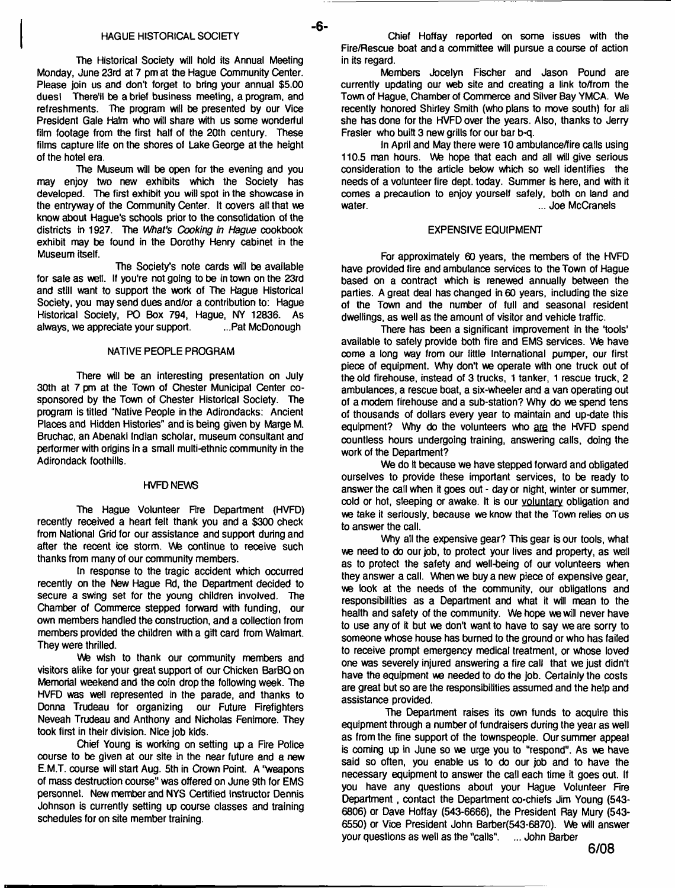## HAGUE HISTORICAL SOCIETY

The Historical Society will hold its Annual Meeting Monday, June 23rd at 7 pm at the Hague Community Center. Please join us and don't forget to bring your annual $5.00 dues! There'll be a brief business meeting, a program, and refreshments. The program will be presented by our Vice President Gale Halm who will share with us some wonderful film footage from the first half of the 20th century. These films capture life on the shores of Lake George at the height of the hotel era.

The Museum will be open for the evening and you may enjoy two new exhibits which the Society has developed. The first exhibit you will spot in the showcase in the entryway of the Community Center. It covers all that we know about Hague's schools prior to the consolidation of the districts in 1927. The *What's Cooking in Hague* cookbook exhibit may be found in the Dorothy Henry cabinet in the Museum itself.

The Society's note cards will be available for sale as well. If you're not going to be in town on the 23rd and still want to support the work of The Hague Historical Society, you may send dues and/or a contribution to: Hague Historical Society, PO Box 794, Hague, NY 12836. As always, we appreciate your support. ...Pat McDonough

## NATIVE PEOPLE PROGRAM

There will be an interesting presentation on July 30th at 7 pm at the Town of Chester Municipal Center co-sponsored by the Town of Chester Historical Society. The program is titled "Native People in the Adirondacks: Ancient Places and Hidden Histories" and is being given by Marge M. Bruchac, an Abenaki Indian scholar, museum consultant and performer with origins in a small multi-ethnic community in the Adirondack foothills.

## HVFD NEWS

The Hague Volunteer Fire Department (HVFD) recently received a heart felt thank you and a $300 check from National Grid for our assistance and support during and after the recent ice storm. We continue to receive such thanks from many of our community members.

In response to the tragic accident which occurred recently on the New Hague Rd, the Department decided to secure a swing set for the young children involved. The Chamber of Commerce stepped forward with funding, our own members handled the construction, and a collection from members provided the children with a gift card from Walmart. They were thrilled.

We wish to thank our community members and visitors alike for your great support of our Chicken BarBQ on Memorial weekend and the coin drop the following week. The HVFD was well represented in the parade, and thanks to Donna Trudeau for organizing our Future Firefighters Neveah Trudeau and Anthony and Nicholas Fenimore. They took first in their division. Nice job kids.

Chief Young is working on setting up a Fire Police course to be given at our site in the near future and a new E.M.T. course will start Aug. 5th in Crown Point. A "weapons of mass destruction course" was offered on June 9th for EMS personnel. New member and NYS Certified Instructor Dennis Johnson is currently setting up course classes and training schedules for on site member training.

Chief Hoffay reported on some issues with the Fire/Rescue boat and a committee will pursue a course of action in its regard.

Members Jocelyn Fischer and Jason Pound are currently updating our web site and creating a link to/from the Town of Hague, Chamber of Commerce and Silver Bay YMCA. We recently honored Shirley Smith (who plans to move south) for all she has done for the HVFD over the years. Also, thanks to Jerry Frasier who built 3 new grills for our bar b-q.

In April and May there were 10 ambulance/fire calls using 110.5 man hours. We hope that each and all will give serious consideration to the article below which so well identifies the needs of a volunteer fire dept. today. Summer is here, and with it comes a precaution to enjoy yourself safely, both on land and water. ... Joe McCranels

## EXPENSIVE EQUIPMENT

For approximately 60 years, the members of the HVFD have provided fire and ambulance services to the Town of Hague based on a contract which is renewed annually between the parties. A great deal has changed in 60 years, including the size of the Town and the number of full and seasonal resident dwellings, as well as the amount of visitor and vehicle traffic.

There has been a significant improvement in the 'tools' available to safely provide both fire and EMS services. We have come a long way from our little International pumper, our first piece of equipment. Why don't we operate with one truck out of the old firehouse, instead of 3 trucks, 1 tanker, 1 rescue truck, 2 ambulances, a rescue boat, a six-wheeler and a van operating out of a modern firehouse and a sub-station? Why do we spend tens of thousands of dollars every year to maintain and up-date this equipment? Why do the volunteers who <u>are</u> the HVFD spend countless hours undergoing training, answering calls, doing the work of the Department?

We do it because we have stepped forward and obligated ourselves to provide these important services, to be ready to answer the call when it goes out - day or night, winter or summer, cold or hot, sleeping or awake. It is our <u>voluntary</u> obligation and we take it seriously, because we know that the Town relies on us to answer the call.

Why all the expensive gear? This gear is our tools, what we need to do our job, to protect your lives and property, as well as to protect the safety and well-being of our volunteers when they answer a call. When we buy a new piece of expensive gear, we look at the needs of the community, our obligations and responsibilities as a Department and what it will mean to the health and safety of the community. We hope we will never have to use any of it but we don't want to have to say we are sorry to someone whose house has burned to the ground or who has failed to receive prompt emergency medical treatment, or whose loved one was severely injured answering a fire call that we just didn't have the equipment we needed to do the job. Certainly the costs are great but so are the responsibilities assumed and the help and assistance provided.

The Department raises its own funds to acquire this equipment through a number of fundraisers during the year as well as from the fine support of the townspeople. Our summer appeal is coming up in June so we urge you to "respond". As we have said so often, you enable us to do our job and to have the necessary equipment to answer the call each time it goes out. If you have any questions about your Hague Volunteer Fire Department, contact the Department co-chiefs Jim Young (543-6806) or Dave Hoffay (543-6666), the President Ray Mury (543-6550) or Vice President John Barber(543-6870). We will answer your questions as well as the "calls". ... John Barber

6/08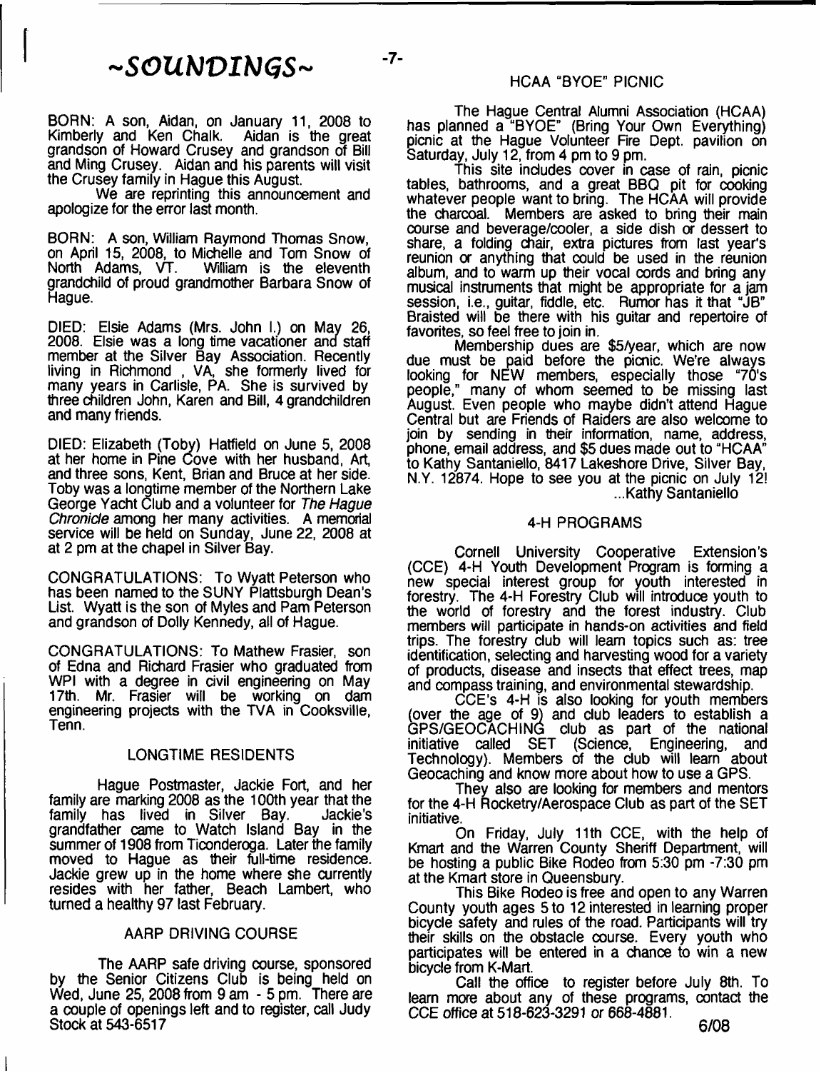# ~SOUNDINGS~

BORN: A son, Aidan, on January 11, 2008 to Kimberly and Ken Chalk. Aidan is the great grandson of Howard Crusey and grandson of Bill and Ming Crusey. Aidan and his parents will visit the Crusey family in Hague this August.

We are reprinting this announcement and apologize for the error last month.

BORN: A son, William Raymond Thomas Snow, on April 15, 2008, to Michelle and Tom Snow of North Adams, VT. William is the eleventh grandchild of proud grandmother Barbara Snow of Hague.

DIED: Elsie Adams (Mrs. John I.) on May 26, 2008. Elsie was a long time vacationer and staff member at the Silver Bay Association. Recently living in Richmond , VA, she formerly lived for many years in Carlisle, PA. She is survived by three children John, Karen and Bill, 4 grandchildren and many friends.

DIED: Elizabeth (Toby) Hatfield on June 5, 2008 at her home in Pine Cove with her husband, Art, and three sons, Kent, Brian and Bruce at her side. Toby was a longtime member of the Northern Lake George Yacht Club and a volunteer for *The Hague Chronicle* among her many activities. A memorial service will be held on Sunday, June 22, 2008 at at 2 pm at the chapel in Silver Bay.

CONGRATULATIONS: To Wyatt Peterson who has been named to the SUNY Plattsburgh Dean's List. Wyatt is the son of Myles and Pam Peterson and grandson of Dolly Kennedy, all of Hague.

CONGRATULATIONS: To Mathew Frasier, son of Edna and Richard Frasier who graduated from WPI with a degree in civil engineering on May 17th. Mr. Frasier will be working on dam engineering projects with the TVA in Cooksville, Tenn.

## LONGTIME RESIDENTS

Hague Postmaster, Jackie Fort, and her family are marking 2008 as the 100th year that the family has lived in Silver Bay. Jackie's grandfather came to Watch Island Bay in the summer of 1908 from Ticonderoga. Later the family moved to Hague as their full-time residence. Jackie grew up in the home where she currently resides with her father, Beach Lambert, who turned a healthy 97 last February.

## AARP DRIVING COURSE

The AARP safe driving course, sponsored by the Senior Citizens Club is being held on Wed, June 25, 2008 from 9 am - 5 pm. There are a couple of openings left and to register, call Judy Stock at 543-6517

## HCAA "BYOE" PICNIC

The Hague Central Alumni Association (HCAA) has planned a "BYOE" (Bring Your Own Everything) picnic at the Hague Volunteer Fire Dept. pavilion on Saturday, July 12, from 4 pm to 9 pm.

This site includes cover in case of rain, picnic tables, bathrooms, and a great BBQ pit for cooking whatever people want to bring. The HCAA will provide the charcoal. Members are asked to bring their main course and beverage/cooler, a side dish or dessert to share, a folding chair, extra pictures from last year's reunion or anything that could be used in the reunion album, and to warm up their vocal cords and bring any musical instruments that might be appropriate for a jam session, i.e., guitar, fiddle, etc. Rumor has it that "JB" Braisted will be there with his guitar and repertoire of favorites, so feel free to join in.

Membership dues are $5/year, which are now due must be paid before the picnic. We're always looking for NEW members, especially those "70's people," many of whom seemed to be missing last August. Even people who maybe didn't attend Hague Central but are Friends of Raiders are also welcome to join by sending in their information, name, address, phone, email address, and $5 dues made out to "HCAA" to Kathy Santaniello, 8417 Lakeshore Drive, Silver Bay, N.Y. 12874. Hope to see you at the picnic on July 12!

...Kathy Santaniello

## 4-H PROGRAMS

Cornell University Cooperative Extension's (CCE) 4-H Youth Development Program is forming a new special interest group for youth interested in forestry. The 4-H Forestry Club will introduce youth to the world of forestry and the forest industry. Club members will participate in hands-on activities and field trips. The forestry club will learn topics such as: tree identification, selecting and harvesting wood for a variety of products, disease and insects that effect trees, map and compass training, and environmental stewardship.

CCE's 4-H is also looking for youth members (over the age of 9) and club leaders to establish a GPS/GEOCACHING club as part of the national initiative called SET (Science, Engineering, and Technology). Members of the club will learn about Geocaching and know more about how to use a GPS.

They also are looking for members and mentors for the 4-H Rocketry/Aerospace Club as part of the SET initiative.

On Friday, July 11th CCE, with the help of Kmart and the Warren County Sheriff Department, will be hosting a public Bike Rodeo from 5:30 pm -7:30 pm at the Kmart store in Queensbury.

This Bike Rodeo is free and open to any Warren County youth ages 5 to 12 interested in learning proper bicycle safety and rules of the road. Participants will try their skills on the obstacle course. Every youth who participates will be entered in a chance to win a new bicycle from K-Mart.

Call the office to register before July 8th. To learn more about any of these programs, contact the CCE office at 518-623-3291 or 668-4881.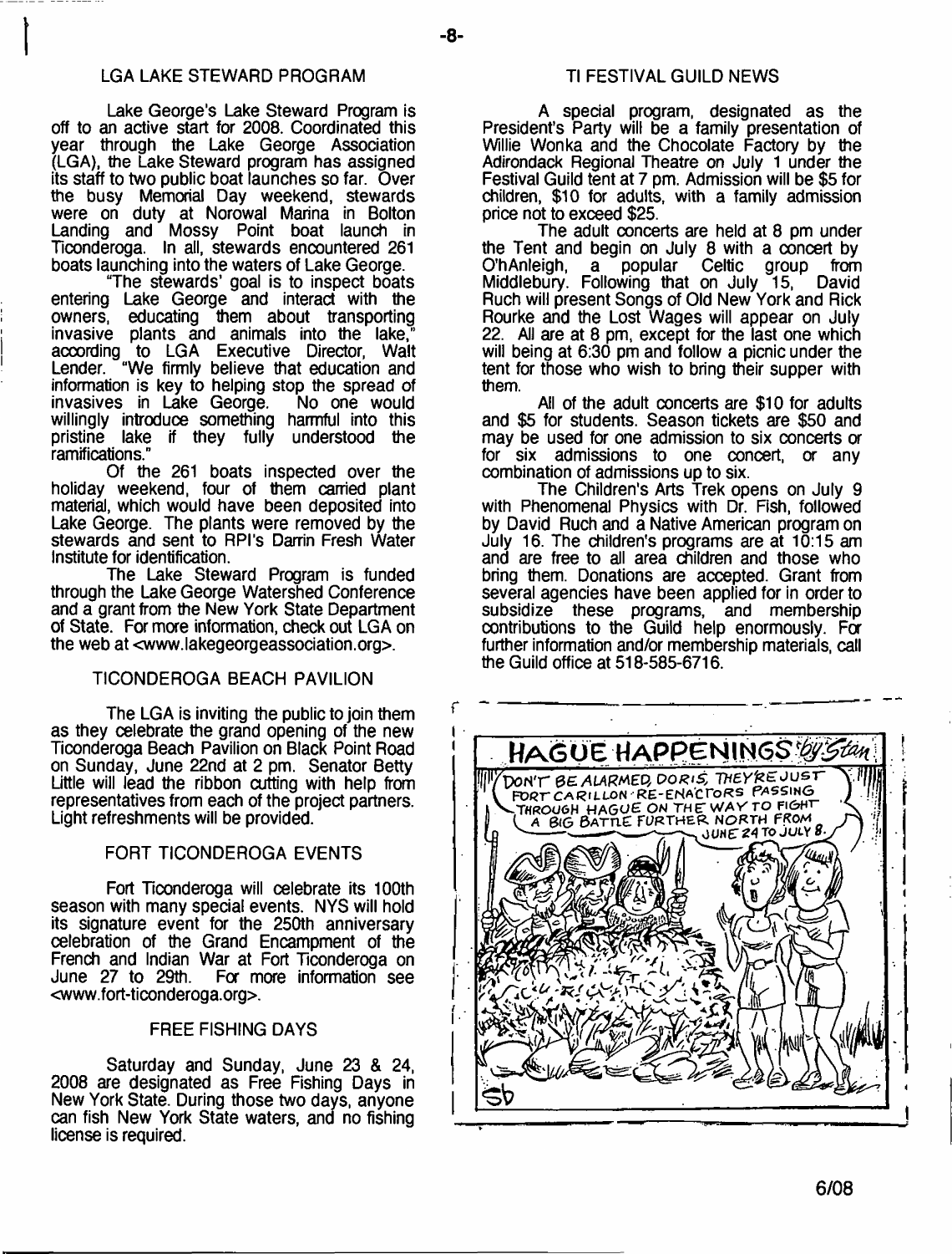## LGA LAKE STEWARD PROGRAM

Lake George's Lake Steward Program is off to an active start for 2008. Coordinated this year through the Lake George Association (LGA), the Lake Steward program has assigned its staff to two public boat launches so far. Over the busy Memorial Day weekend, stewards were on duty at Norowal Marina in Bolton Landing and Mossy Point boat launch in Ticonderoga. In all, stewards encountered 261 boats launching into the waters of Lake George.

"The stewards' goal is to inspect boats entering Lake George and interact with the owners, educating them about transporting invasive plants and animals into the lake," according to LGA Executive Director, Walt Lender. "We firmly believe that education and information is key to helping stop the spread of invasives in Lake George. No one would willingly introduce something harmful into this pristine lake if they fully understood the ramifications."

Of the 261 boats inspected over the holiday weekend, four of them carried plant material, which would have been deposited into Lake George. The plants were removed by the stewards and sent to RPI's Darrin Fresh Water Institute for identification.

The Lake Steward Program is funded through the Lake George Watershed Conference and a grant from the New York State Department of State. For more information, check out LGA on the web at <www.lakegeorgeassociation.org>.

## TICONDEROGA BEACH PAVILION

The LGA is inviting the public to join them as they celebrate the grand opening of the new Ticonderoga Beach Pavilion on Black Point Road on Sunday, June 22nd at 2 pm. Senator Betty Little will lead the ribbon cutting with help from representatives from each of the project partners. Light refreshments will be provided.

## FORT TICONDEROGA EVENTS

Fort Ticonderoga will celebrate its 100th season with many special events. NYS will hold its signature event for the 250th anniversary celebration of the Grand Encampment of the French and Indian War at Fort Ticonderoga on June 27 to 29th. For more information see <www.fort-ticonderoga.org>.

## FREE FISHING DAYS

Saturday and Sunday, June 23 & 24, 2008 are designated as Free Fishing Days in New York State. During those two days, anyone can fish New York State waters, and no fishing license is required.

## TI FESTIVAL GUILD NEWS

A special program, designated as the President's Party will be a family presentation of Willie Wonka and the Chocolate Factory by the Adirondack Regional Theatre on July 1 under the Festival Guild tent at 7 pm. Admission will be $5 for children, $10 for adults, with a family admission price not to exceed $25.

The adult concerts are held at 8 pm under the Tent and begin on July 8 with a concert by O'hAnleigh, a popular Celtic group from Middlebury. Following that on July 15, David Ruch will present Songs of Old New York and Rick Rourke and the Lost Wages will appear on July 22. All are at 8 pm, except for the last one which will being at 6:30 pm and follow a picnic under the tent for those who wish to bring their supper with them.

All of the adult concerts are $10 for adults and $5 for students. Season tickets are $50 and may be used for one admission to six concerts or for six admissions to one concert, or any combination of admissions up to six.

The Children's Arts Trek opens on July 9 with Phenomenal Physics with Dr. Fish, followed by David Ruch and a Native American program on July 16. The children's programs are at 10:15 am and are free to all area children and those who bring them. Donations are accepted. Grant from several agencies have been applied for in order to subsidize these programs, and membership contributions to the Guild help enormously. For further information and/or membership materials, call the Guild office at 518-585-6716.

HAGUE HAPPENINGS *by Stan*

DON'T BE ALARMED, DORIS, THEY'RE JUST FORT CARILLON RE-ENACTORS PASSING THROUGH HAGUE ON THE WAY TO FIGHT A BIG BATTLE FURTHER NORTH FROM JUNE 24 TO JULY 8.

6/08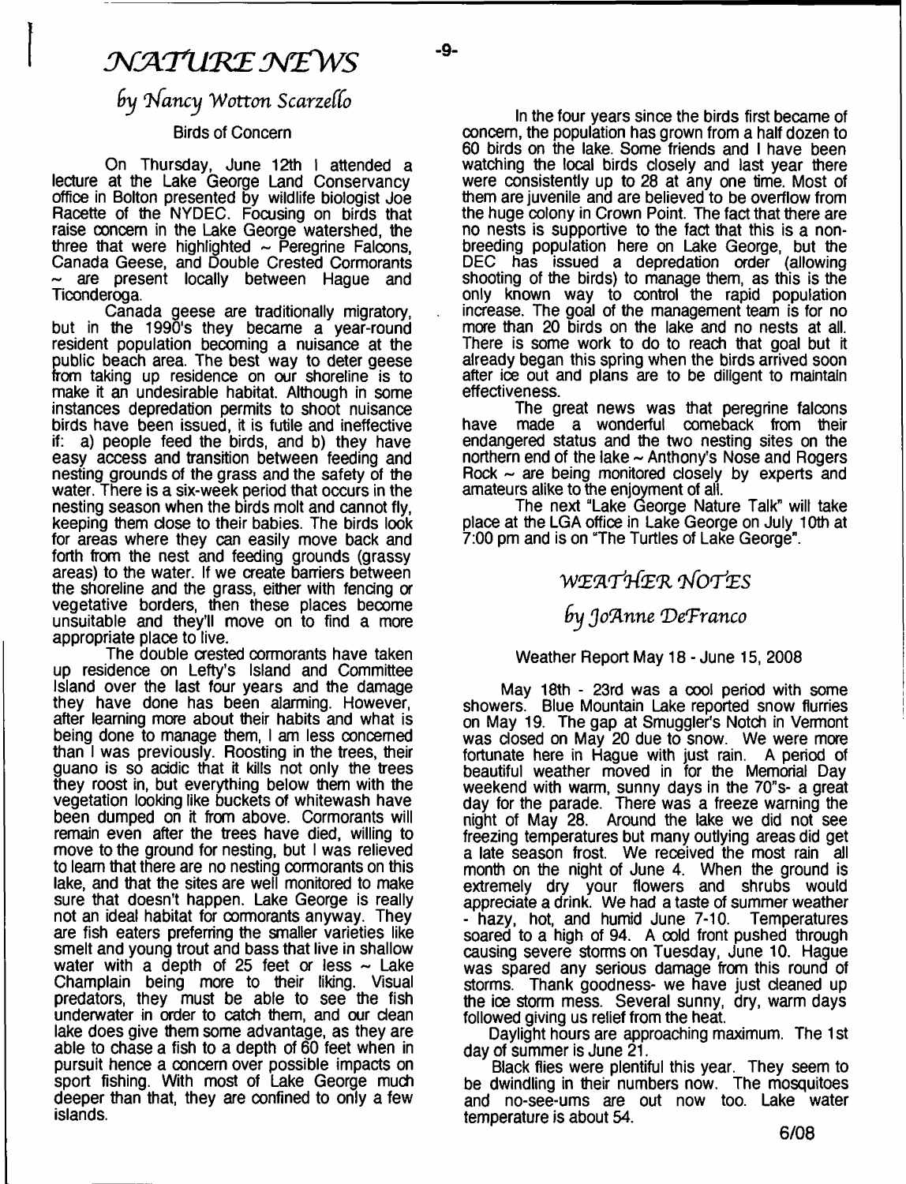# *NATURE NEWS*

*by Nancy Wotton Scarzello*

## Birds of Concern

On Thursday, June 12th I attended a lecture at the Lake George Land Conservancy office in Bolton presented by wildlife biologist Joe Racette of the NYDEC. Focusing on birds that raise concern in the Lake George watershed, the three that were highlighted ~ Peregrine Falcons, Canada Geese, and Double Crested Cormorants ~ are present locally between Hague and Ticonderoga.

Canada geese are traditionally migratory, but in the 1990's they became a year-round resident population becoming a nuisance at the public beach area. The best way to deter geese from taking up residence on our shoreline is to make it an undesirable habitat. Although in some instances depredation permits to shoot nuisance birds have been issued, it is futile and ineffective if: a) people feed the birds, and b) they have easy access and transition between feeding and nesting grounds of the grass and the safety of the water. There is a six-week period that occurs in the nesting season when the birds molt and cannot fly, keeping them close to their babies. The birds look for areas where they can easily move back and forth from the nest and feeding grounds (grassy areas) to the water. If we create barriers between the shoreline and the grass, either with fencing or vegetative borders, then these places become unsuitable and they'll move on to find a more appropriate place to live.

The double crested cormorants have taken up residence on Lefty's Island and Committee Island over the last four years and the damage they have done has been alarming. However, after learning more about their habits and what is being done to manage them, I am less concerned than I was previously. Roosting in the trees, their guano is so acidic that it kills not only the trees they roost in, but everything below them with the vegetation looking like buckets of whitewash have been dumped on it from above. Cormorants will remain even after the trees have died, willing to move to the ground for nesting, but I was relieved to learn that there are no nesting cormorants on this lake, and that the sites are well monitored to make sure that doesn't happen. Lake George is really not an ideal habitat for cormorants anyway. They are fish eaters preferring the smaller varieties like smelt and young trout and bass that live in shallow water with a depth of 25 feet or less ~ Lake Champlain being more to their liking. Visual predators, they must be able to see the fish underwater in order to catch them, and our clean lake does give them some advantage, as they are able to chase a fish to a depth of 60 feet when in pursuit hence a concern over possible impacts on sport fishing. With most of Lake George much deeper than that, they are confined to only a few islands.

In the four years since the birds first became of concern, the population has grown from a half dozen to 60 birds on the lake. Some friends and I have been watching the local birds closely and last year there were consistently up to 28 at any one time. Most of them are juvenile and are believed to be overflow from the huge colony in Crown Point. The fact that there are no nests is supportive to the fact that this is a non-breeding population here on Lake George, but the DEC has issued a depredation order (allowing shooting of the birds) to manage them, as this is the only known way to control the rapid population increase. The goal of the management team is for no more than 20 birds on the lake and no nests at all. There is some work to do to reach that goal but it already began this spring when the birds arrived soon after ice out and plans are to be diligent to maintain effectiveness.

The great news was that peregrine falcons have made a wonderful comeback from their endangered status and the two nesting sites on the northern end of the lake ~ Anthony's Nose and Rogers Rock ~ are being monitored closely by experts and amateurs alike to the enjoyment of all.

The next "Lake George Nature Talk" will take place at the LGA office in Lake George on July 10th at 7:00 pm and is on "The Turtles of Lake George".

# *WEATHER NOTES*

*by JoAnne DeFranco*

## Weather Report May 18 - June 15, 2008

May 18th - 23rd was a cool period with some showers. Blue Mountain Lake reported snow flurries on May 19. The gap at Smuggler's Notch in Vermont was closed on May 20 due to snow. We were more fortunate here in Hague with just rain. A period of beautiful weather moved in for the Memorial Day weekend with warm, sunny days in the 70"s- a great day for the parade. There was a freeze warning the night of May 28. Around the lake we did not see freezing temperatures but many outlying areas did get a late season frost. We received the most rain all month on the night of June 4. When the ground is extremely dry your flowers and shrubs would appreciate a drink. We had a taste of summer weather - hazy, hot, and humid June 7-10. Temperatures soared to a high of 94. A cold front pushed through causing severe storms on Tuesday, June 10. Hague was spared any serious damage from this round of storms. Thank goodness- we have just cleaned up the ice storm mess. Several sunny, dry, warm days followed giving us relief from the heat.

Daylight hours are approaching maximum. The 1st day of summer is June 21.

Black flies were plentiful this year. They seem to be dwindling in their numbers now. The mosquitoes and no-see-ums are out now too. Lake water temperature is about 54.

6/08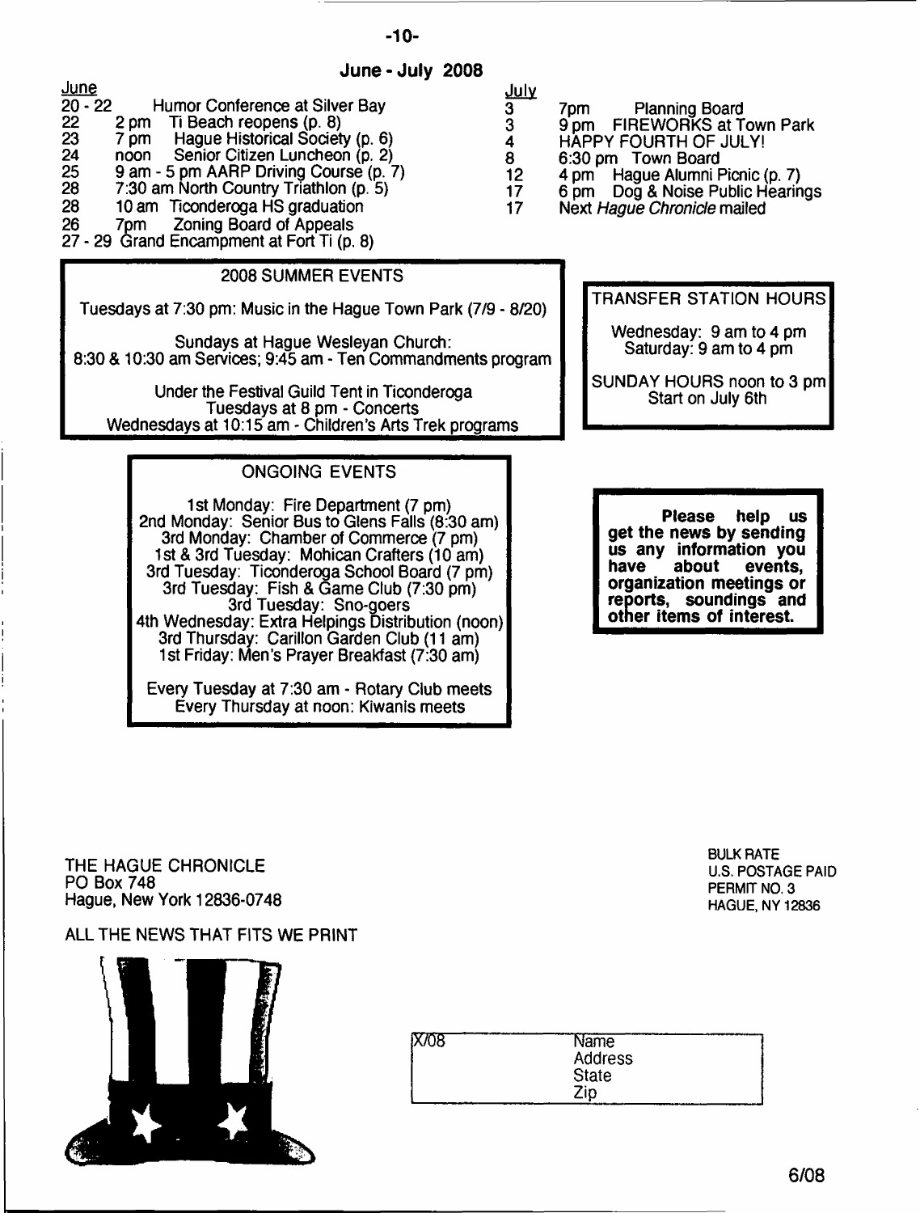## June - July 2008

**June**

20 - 22 Humor Conference at Silver Bay
22 2 pm Ti Beach reopens (p. 8)
23 7 pm Hague Historical Society (p. 6)
24 noon Senior Citizen Luncheon (p. 2)
25 9 am - 5 pm AARP Driving Course (p. 7)
28 7:30 am North Country Triathlon (p. 5)
28 10 am Ticonderoga HS graduation
26 7pm Zoning Board of Appeals
27 - 29 Grand Encampment at Fort Ti (p. 8)

**July**

3 7pm Planning Board
3 9 pm FIREWORKS at Town Park
4 HAPPY FOURTH OF JULY!
8 6:30 pm Town Board
12 4 pm Hague Alumni Picnic (p. 7)
17 6 pm Dog & Noise Public Hearings
17 Next *Hague Chronicle* mailed

### 2008 SUMMER EVENTS

Tuesdays at 7:30 pm: Music in the Hague Town Park (7/9 - 8/20)

Sundays at Hague Wesleyan Church:
8:30 & 10:30 am Services; 9:45 am - Ten Commandments program

Under the Festival Guild Tent in Ticonderoga
Tuesdays at 8 pm - Concerts
Wednesdays at 10:15 am - Children's Arts Trek programs

### TRANSFER STATION HOURS

Wednesday: 9 am to 4 pm
Saturday: 9 am to 4 pm

SUNDAY HOURS noon to 3 pm
Start on July 6th

### ONGOING EVENTS

1st Monday: Fire Department (7 pm)
2nd Monday: Senior Bus to Glens Falls (8:30 am)
3rd Monday: Chamber of Commerce (7 pm)
1st & 3rd Tuesday: Mohican Crafters (10 am)
3rd Tuesday: Ticonderoga School Board (7 pm)
3rd Tuesday: Fish & Game Club (7:30 pm)
3rd Tuesday: Sno-goers
4th Wednesday: Extra Helpings Distribution (noon)
3rd Thursday: Carillon Garden Club (11 am)
1st Friday: Men's Prayer Breakfast (7:30 am)

Every Tuesday at 7:30 am - Rotary Club meets
Every Thursday at noon: Kiwanis meets

**Please help us get the news by sending us any information you have about events, organization meetings or reports, soundings and other items of interest.**

THE HAGUE CHRONICLE
PO Box 748
Hague, New York 12836-0748

ALL THE NEWS THAT FITS WE PRINT

BULK RATE
U.S. POSTAGE PAID
PERMIT NO. 3
HAGUE, NY 12836

X/08 Name
Address
State
Zip

6/08